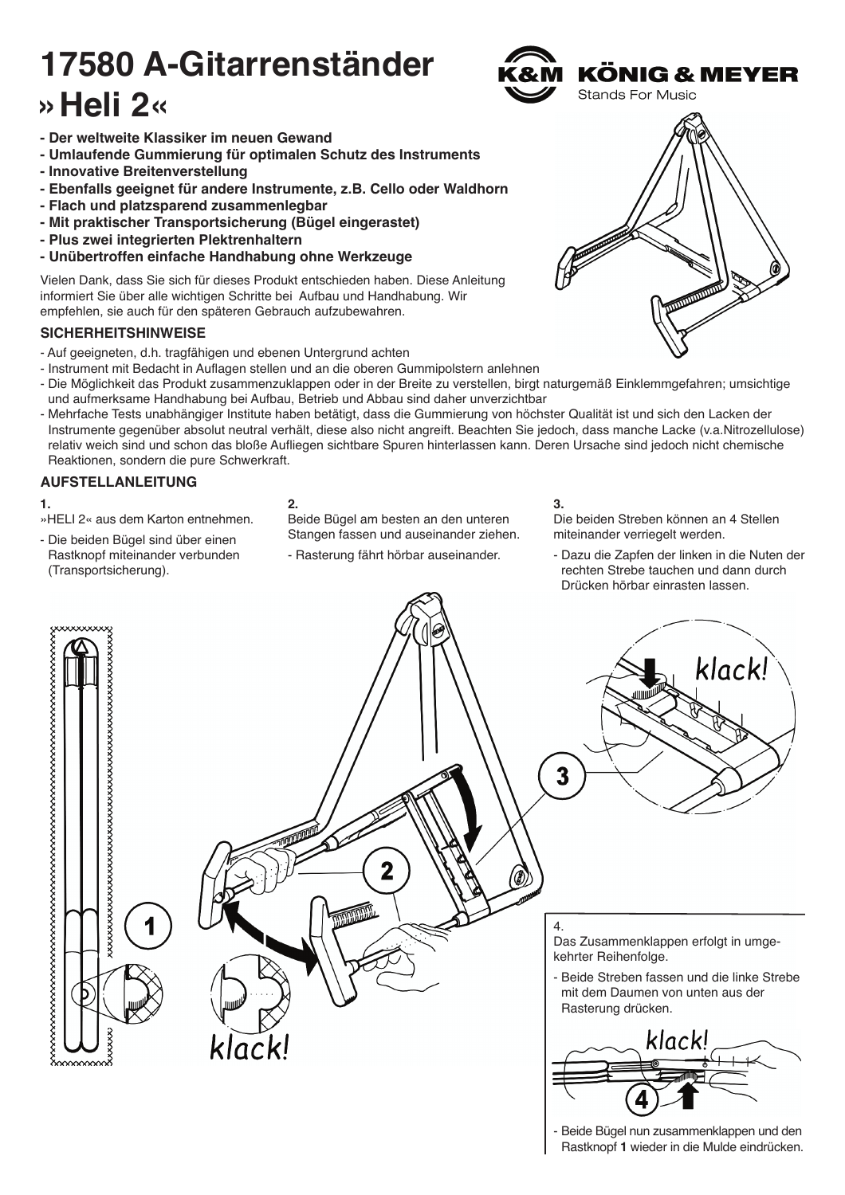# 17580 A-Gitarrenständer »Heli 2«

K&M KÖNIG & MEYER
Stands For Music

- **Der weltweite Klassiker im neuen Gewand**
- **Umlaufende Gummierung für optimalen Schutz des Instruments**
- **Innovative Breitenverstellung**
- **Ebenfalls geeignet für andere Instrumente, z.B. Cello oder Waldhorn**
- **Flach und platzsparend zusammenlegbar**
- **Mit praktischer Transportsicherung (Bügel eingerastet)**
- **Plus zwei integrierten Plektrenhaltern**
- **Unübertroffen einfache Handhabung ohne Werkzeuge**

Vielen Dank, dass Sie sich für dieses Produkt entschieden haben. Diese Anleitung informiert Sie über alle wichtigen Schritte bei Aufbau und Handhabung. Wir empfehlen, sie auch für den späteren Gebrauch aufzubewahren.

### SICHERHEITSHINWEISE

- Auf geeigneten, d.h. tragfähigen und ebenen Untergrund achten
- Instrument mit Bedacht in Auflagen stellen und an die oberen Gummipolstern anlehnen
- Die Möglichkeit das Produkt zusammenzuklappen oder in der Breite zu verstellen, birgt naturgemäß Einklemmgefahren; umsichtige und aufmerksame Handhabung bei Aufbau, Betrieb und Abbau sind daher unverzichtbar
- Mehrfache Tests unabhängiger Institute haben betätigt, dass die Gummierung von höchster Qualität ist und sich den Lacken der Instrumente gegenüber absolut neutral verhält, diese also nicht angreift. Beachten Sie jedoch, dass manche Lacke (v.a.Nitrozellulose) relativ weich sind und schon das bloße Aufliegen sichtbare Spuren hinterlassen kann. Deren Ursache sind jedoch nicht chemische Reaktionen, sondern die pure Schwerkraft.

### AUFSTELLANLEITUNG

**1.**

»HELI 2« aus dem Karton entnehmen.

- Die beiden Bügel sind über einen Rastknopf miteinander verbunden (Transportsicherung).

**2.**

Beide Bügel am besten an den unteren Stangen fassen und auseinander ziehen.

- Rasterung fährt hörbar auseinander.

**3.**

Die beiden Streben können an 4 Stellen miteinander verriegelt werden.

- Dazu die Zapfen der linken in die Nuten der rechten Strebe tauchen und dann durch Drücken hörbar einrasten lassen.

klack!

klack!

4.

Das Zusammenklappen erfolgt in umgekehrter Reihenfolge.

- Beide Streben fassen und die linke Strebe mit dem Daumen von unten aus der Rasterung drücken.

klack!

- Beide Bügel nun zusammenklappen und den Rastknopf **1** wieder in die Mulde eindrücken.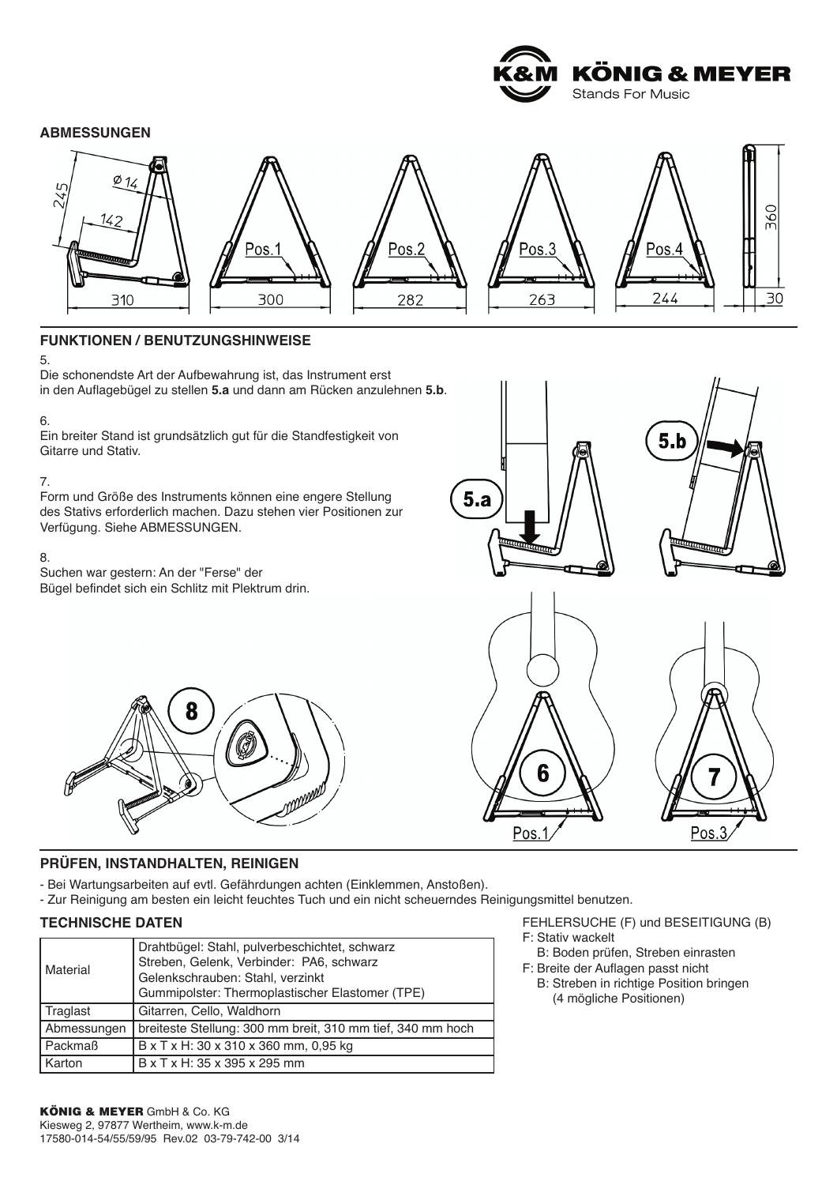## ABMESSUNGEN

## FUNKTIONEN / BENUTZUNGSHINWEISE

5.
Die schonendste Art der Aufbewahrung ist, das Instrument erst in den Auflagebügel zu stellen **5.a** und dann am Rücken anzulehnen **5.b**.

6.
Ein breiter Stand ist grundsätzlich gut für die Standfestigkeit von Gitarre und Stativ.

7.
Form und Größe des Instruments können eine engere Stellung des Stativs erforderlich machen. Dazu stehen vier Positionen zur Verfügung. Siehe ABMESSUNGEN.

8.
Suchen war gestern: An der "Ferse" der Bügel befindet sich ein Schlitz mit Plektrum drin.

## PRÜFEN, INSTANDHALTEN, REINIGEN

- Bei Wartungsarbeiten auf evtl. Gefährdungen achten (Einklemmen, Anstoßen).
- Zur Reinigung am besten ein leicht feuchtes Tuch und ein nicht scheuerndes Reinigungsmittel benutzen.

## TECHNISCHE DATEN

| | |
|---|---|
| Material | Drahtbügel: Stahl, pulverbeschichtet, schwarz<br>Streben, Gelenk, Verbinder: PA6, schwarz<br>Gelenkschrauben: Stahl, verzinkt<br>Gummipolster: Thermoplastischer Elastomer (TPE) |
| Traglast | Gitarren, Cello, Waldhorn |
| Abmessungen | breiteste Stellung: 300 mm breit, 310 mm tief, 340 mm hoch |
| Packmaß | B x T x H: 30 x 310 x 360 mm, 0,95 kg |
| Karton | B x T x H: 35 x 395 x 295 mm |

FEHLERSUCHE (F) und BESEITIGUNG (B)

- F: Stativ wackelt
  - B: Boden prüfen, Streben einrasten
- F: Breite der Auflagen passt nicht
  - B: Streben in richtige Position bringen (4 mögliche Positionen)

**KÖNIG & MEYER** GmbH & Co. KG
Kiesweg 2, 97877 Wertheim, www.k-m.de
17580-014-54/55/59/95 Rev.02 03-79-742-00 3/14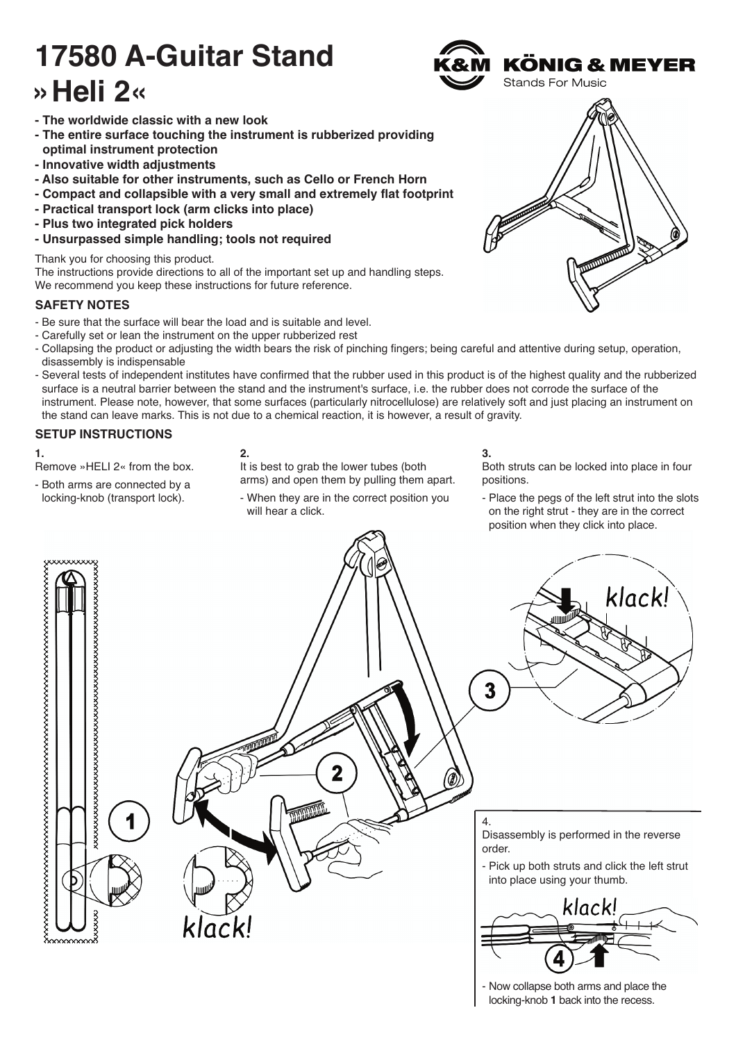# 17580 A-Guitar Stand

# »Heli 2«

**- The worldwide classic with a new look**
**- The entire surface touching the instrument is rubberized providing optimal instrument protection**
**- Innovative width adjustments**
**- Also suitable for other instruments, such as Cello or French Horn**
**- Compact and collapsible with a very small and extremely flat footprint**
**- Practical transport lock (arm clicks into place)**
**- Plus two integrated pick holders**
**- Unsurpassed simple handling; tools not required**

Thank you for choosing this product.
The instructions provide directions to all of the important set up and handling steps.
We recommend you keep these instructions for future reference.

### SAFETY NOTES

- Be sure that the surface will bear the load and is suitable and level.
- Carefully set or lean the instrument on the upper rubberized rest
- Collapsing the product or adjusting the width bears the risk of pinching fingers; being careful and attentive during setup, operation, disassembly is indispensable
- Several tests of independent institutes have confirmed that the rubber used in this product is of the highest quality and the rubberized surface is a neutral barrier between the stand and the instrument's surface, i.e. the rubber does not corrode the surface of the instrument. Please note, however, that some surfaces (particularly nitrocellulose) are relatively soft and just placing an instrument on the stand can leave marks. This is not due to a chemical reaction, it is however, a result of gravity.

### SETUP INSTRUCTIONS

**1.**
Remove »HELI 2« from the box.

- Both arms are connected by a locking-knob (transport lock).

**2.**
It is best to grab the lower tubes (both arms) and open them by pulling them apart.

- When they are in the correct position you will hear a click.

**3.**
Both struts can be locked into place in four positions.

- Place the pegs of the left strut into the slots on the right strut - they are in the correct position when they click into place.

4.
Disassembly is performed in the reverse order.

- Pick up both struts and click the left strut into place using your thumb.
- Now collapse both arms and place the locking-knob **1** back into the recess.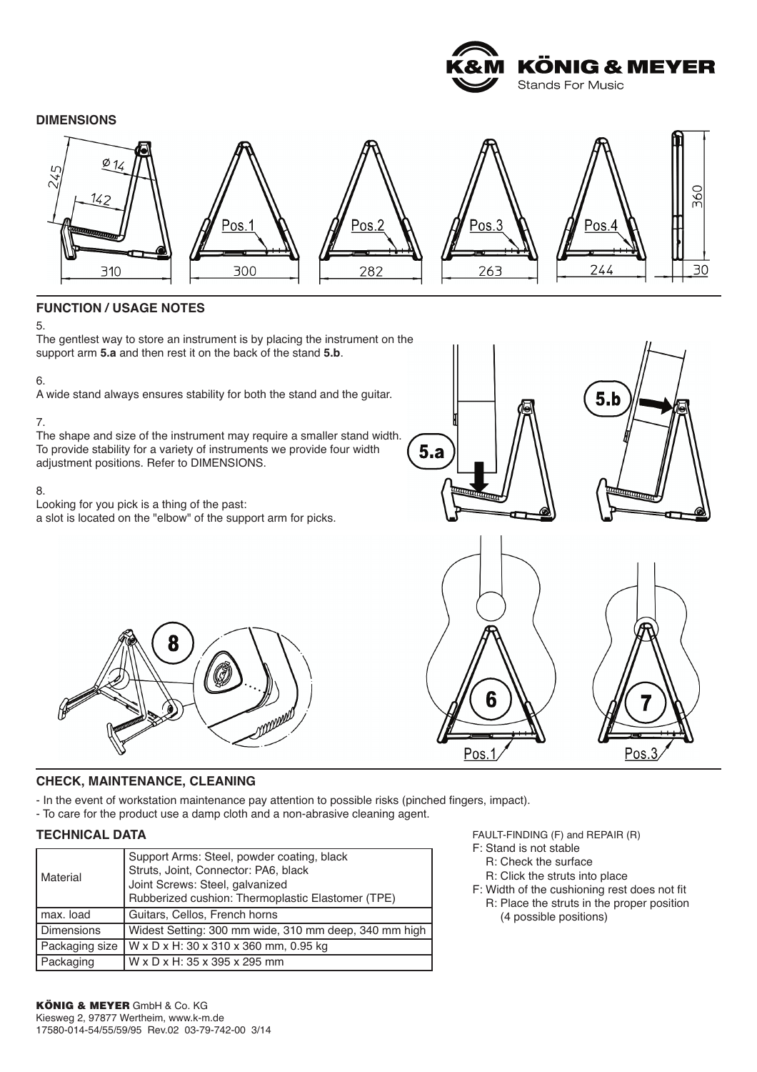## DIMENSIONS

245
Ø 14
142
310
Pos.1
300
Pos.2
282
Pos.3
263
Pos.4
244
360
30

## FUNCTION / USAGE NOTES

5.
The gentlest way to store an instrument is by placing the instrument on the support arm **5.a** and then rest it on the back of the stand **5.b**.

6.
A wide stand always ensures stability for both the stand and the guitar.

7.
The shape and size of the instrument may require a smaller stand width. To provide stability for a variety of instruments we provide four width adjustment positions. Refer to DIMENSIONS.

8.
Looking for you pick is a thing of the past:
a slot is located on the "elbow" of the support arm for picks.

5.a
5.b
8
6
Pos.1
7
Pos.3

## CHECK, MAINTENANCE, CLEANING

- In the event of workstation maintenance pay attention to possible risks (pinched fingers, impact).
- To care for the product use a damp cloth and a non-abrasive cleaning agent.

## TECHNICAL DATA

| | |
|---|---|
| Material | Support Arms: Steel, powder coating, black<br>Struts, Joint, Connector: PA6, black<br>Joint Screws: Steel, galvanized<br>Rubberized cushion: Thermoplastic Elastomer (TPE) |
| max. load | Guitars, Cellos, French horns |
| Dimensions | Widest Setting: 300 mm wide, 310 mm deep, 340 mm high |
| Packaging size | W x D x H: 30 x 310 x 360 mm, 0.95 kg |
| Packaging | W x D x H: 35 x 395 x 295 mm |

FAULT-FINDING (F) and REPAIR (R)

- F: Stand is not stable
  - R: Check the surface
  - R: Click the struts into place
- F: Width of the cushioning rest does not fit
  - R: Place the struts in the proper position (4 possible positions)

**KÖNIG & MEYER** GmbH & Co. KG
Kiesweg 2, 97877 Wertheim, www.k-m.de
17580-014-54/55/59/95 Rev.02 03-79-742-00 3/14